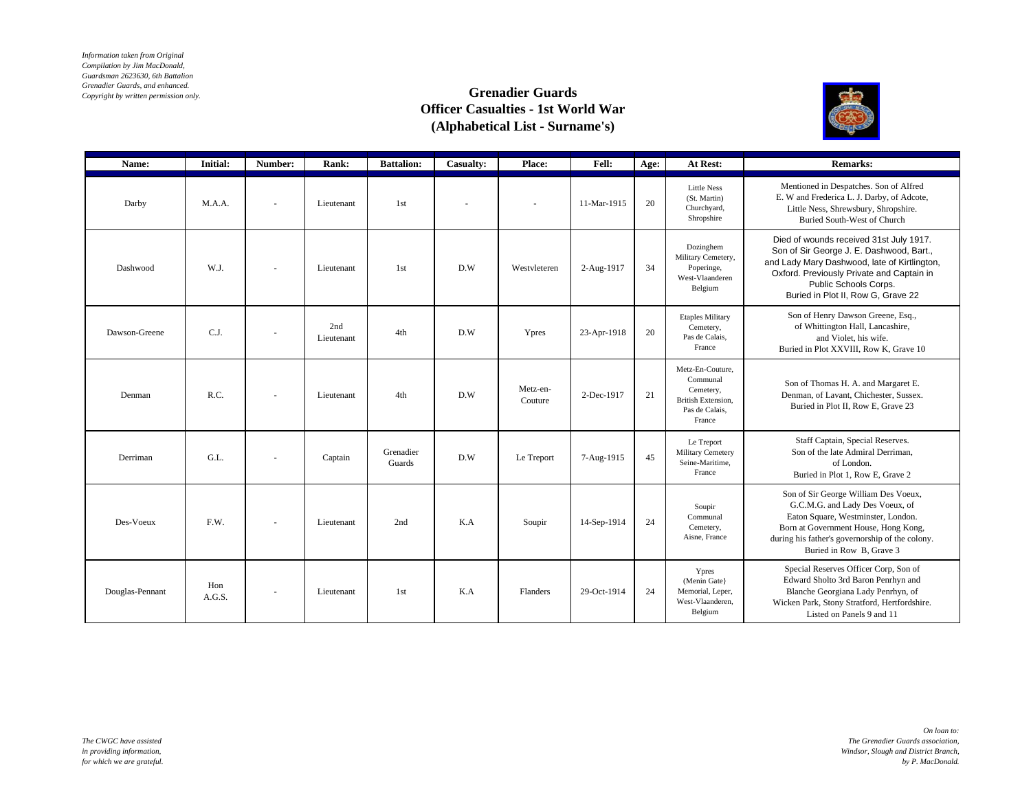*Information taken from Original Compilation by Jim MacDonald, Guardsman 2623630, 6th Battalion Grenadier Guards, and enhanced. Copyright by written permission only.*

# Grenadier Guards
## Officer Casualties - 1st World War
## (Alphabetical List - Surname's)

| Name: | Initial: | Number: | Rank: | Battalion: | Casualty: | Place: | Fell: | Age: | At Rest: | Remarks: |
|---|---|---|---|---|---|---|---|---|---|---|
| Darby | M.A.A. | - | Lieutenant | 1st | - | - | 11-Mar-1915 | 20 | Little Ness (St. Martin) Churchyard, Shropshire | Mentioned in Despatches. Son of Alfred E. W and Frederica L. J. Darby, of Adcote, Little Ness, Shrewsbury, Shropshire. Buried South-West of Church |
| Dashwood | W.J. | - | Lieutenant | 1st | D.W | Westvleteren | 2-Aug-1917 | 34 | Dozinghem Military Cemetery, Poperinge, West-Vlaanderen Belgium | Died of wounds received 31st July 1917. Son of Sir George J. E. Dashwood, Bart., and Lady Mary Dashwood, late of Kirtlington, Oxford. Previously Private and Captain in Public Schools Corps. Buried in Plot II, Row G, Grave 22 |
| Dawson-Greene | C.J. | - | 2nd Lieutenant | 4th | D.W | Ypres | 23-Apr-1918 | 20 | Etaples Military Cemetery, Pas de Calais, France | Son of Henry Dawson Greene, Esq., of Whittington Hall, Lancashire, and Violet, his wife. Buried in Plot XXVIII, Row K, Grave 10 |
| Denman | R.C. | - | Lieutenant | 4th | D.W | Metz-en-Couture | 2-Dec-1917 | 21 | Metz-En-Couture, Communal Cemetery, British Extension, Pas de Calais, France | Son of Thomas H. A. and Margaret E. Denman, of Lavant, Chichester, Sussex. Buried in Plot II, Row E, Grave 23 |
| Derriman | G.L. | - | Captain | Grenadier Guards | D.W | Le Treport | 7-Aug-1915 | 45 | Le Treport Military Cemetery Seine-Maritime, France | Staff Captain, Special Reserves. Son of the late Admiral Derriman, of London. Buried in Plot 1, Row E, Grave 2 |
| Des-Voeux | F.W. | - | Lieutenant | 2nd | K.A | Soupir | 14-Sep-1914 | 24 | Soupir Communal Cemetery, Aisne, France | Son of Sir George William Des Voeux, G.C.M.G. and Lady Des Voeux, of Eaton Square, Westminster, London. Born at Government House, Hong Kong, during his father's governorship of the colony. Buried in Row B, Grave 3 |
| Douglas-Pennant | Hon A.G.S. | - | Lieutenant | 1st | K.A | Flanders | 29-Oct-1914 | 24 | Ypres (Menin Gate} Memorial, Leper, West-Vlaanderen, Belgium | Special Reserves Officer Corp, Son of Edward Sholto 3rd Baron Penrhyn and Blanche Georgiana Lady Penrhyn, of Wicken Park, Stony Stratford, Hertfordshire. Listed on Panels 9 and 11 |

*The CWGC have assisted in providing information, for which we are grateful.*

*On loan to: The Grenadier Guards association, Windsor, Slough and District Branch, by P. MacDonald.*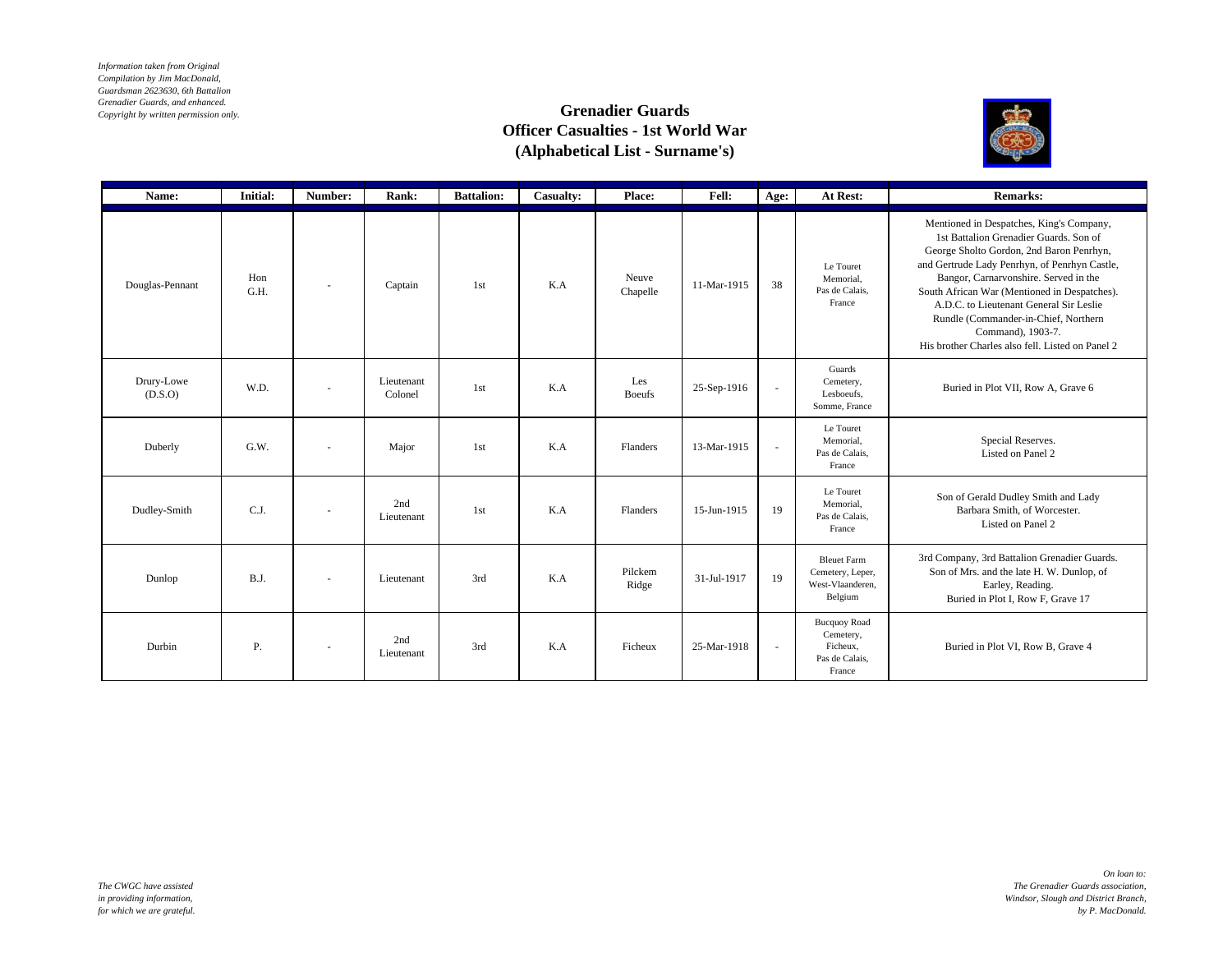*Information taken from Original Compilation by Jim MacDonald, Guardsman 2623630, 6th Battalion Grenadier Guards, and enhanced. Copyright by written permission only.*

# Grenadier Guards
## Officer Casualties - 1st World War
## (Alphabetical List - Surname's)

| Name: | Initial: | Number: | Rank: | Battalion: | Casualty: | Place: | Fell: | Age: | At Rest: | Remarks: |
|---|---|---|---|---|---|---|---|---|---|---|
| Douglas-Pennant | Hon G.H. | - | Captain | 1st | K.A | Neuve Chapelle | 11-Mar-1915 | 38 | Le Touret Memorial, Pas de Calais, France | Mentioned in Despatches, King's Company, 1st Battalion Grenadier Guards. Son of George Sholto Gordon, 2nd Baron Penrhyn, and Gertrude Lady Penrhyn, of Penrhyn Castle, Bangor, Carnarvonshire. Served in the South African War (Mentioned in Despatches). A.D.C. to Lieutenant General Sir Leslie Rundle (Commander-in-Chief, Northern Command), 1903-7. His brother Charles also fell. Listed on Panel 2 |
| Drury-Lowe (D.S.O) | W.D. | - | Lieutenant Colonel | 1st | K.A | Les Boeufs | 25-Sep-1916 | - | Guards Cemetery, Lesboeufs, Somme, France | Buried in Plot VII, Row A, Grave 6 |
| Duberly | G.W. | - | Major | 1st | K.A | Flanders | 13-Mar-1915 | - | Le Touret Memorial, Pas de Calais, France | Special Reserves. Listed on Panel 2 |
| Dudley-Smith | C.J. | - | 2nd Lieutenant | 1st | K.A | Flanders | 15-Jun-1915 | 19 | Le Touret Memorial, Pas de Calais, France | Son of Gerald Dudley Smith and Lady Barbara Smith, of Worcester. Listed on Panel 2 |
| Dunlop | B.J. | - | Lieutenant | 3rd | K.A | Pilckem Ridge | 31-Jul-1917 | 19 | Bleuet Farm Cemetery, Leper, West-Vlaanderen, Belgium | 3rd Company, 3rd Battalion Grenadier Guards. Son of Mrs. and the late H. W. Dunlop, of Earley, Reading. Buried in Plot I, Row F, Grave 17 |
| Durbin | P. | - | 2nd Lieutenant | 3rd | K.A | Ficheux | 25-Mar-1918 | - | Bucquoy Road Cemetery, Ficheux, Pas de Calais, France | Buried in Plot VI, Row B, Grave 4 |

*The CWGC have assisted in providing information, for which we are grateful.*

*On loan to: The Grenadier Guards association, Windsor, Slough and District Branch, by P. MacDonald.*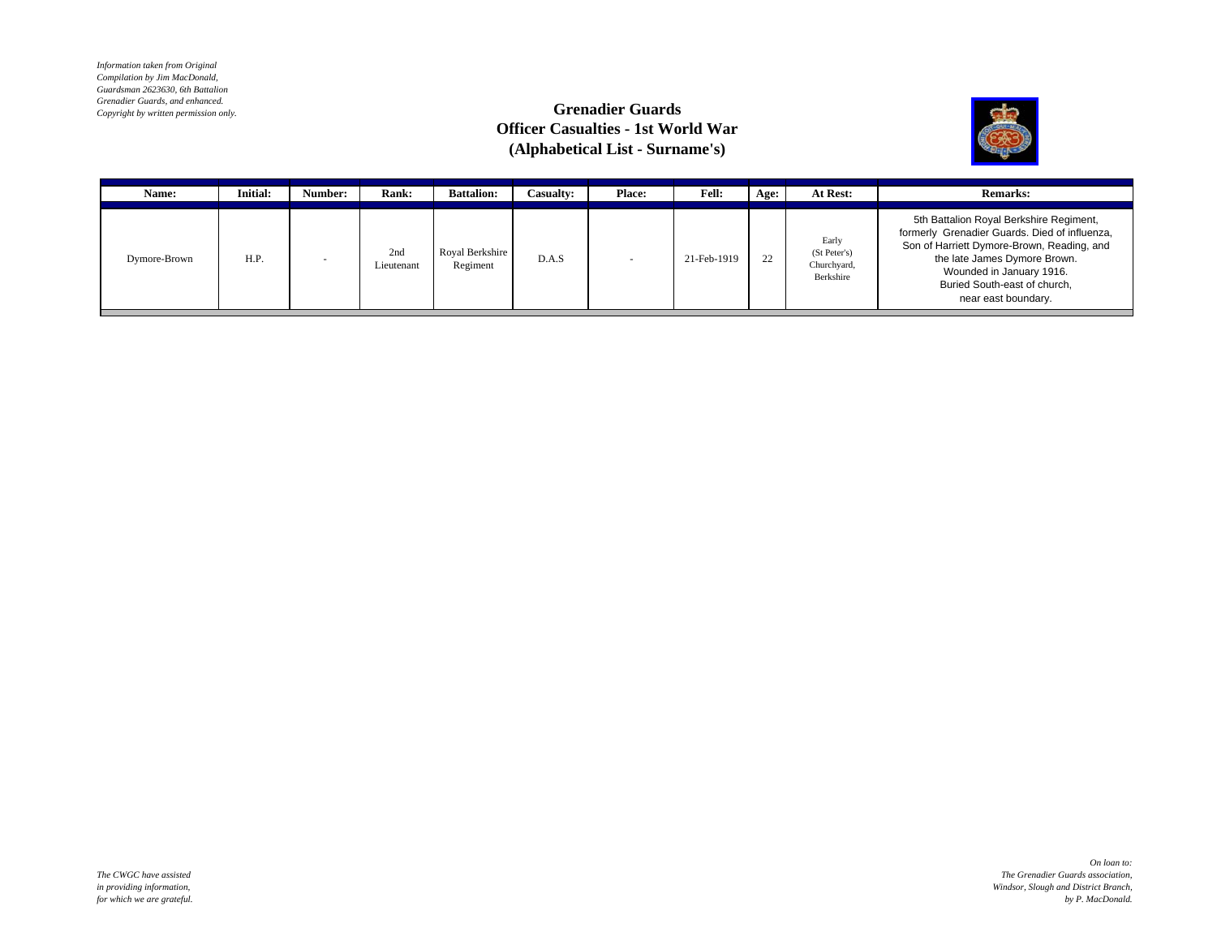*Information taken from Original Compilation by Jim MacDonald, Guardsman 2623630, 6th Battalion Grenadier Guards, and enhanced. Copyright by written permission only.*

# Grenadier Guards
## Officer Casualties - 1st World War
## (Alphabetical List - Surname's)

| Name: | Initial: | Number: | Rank: | Battalion: | Casualty: | Place: | Fell: | Age: | At Rest: | Remarks: |
|---|---|---|---|---|---|---|---|---|---|---|
| Dymore-Brown | H.P. | - | 2nd Lieutenant | Royal Berkshire Regiment | D.A.S | - | 21-Feb-1919 | 22 | Early (St Peter's) Churchyard, Berkshire | 5th Battalion Royal Berkshire Regiment, formerly Grenadier Guards. Died of influenza, Son of Harriett Dymore-Brown, Reading, and the late James Dymore Brown. Wounded in January 1916. Buried South-east of church, near east boundary. |

*The CWGC have assisted in providing information, for which we are grateful.*

*On loan to: The Grenadier Guards association, Windsor, Slough and District Branch, by P. MacDonald.*